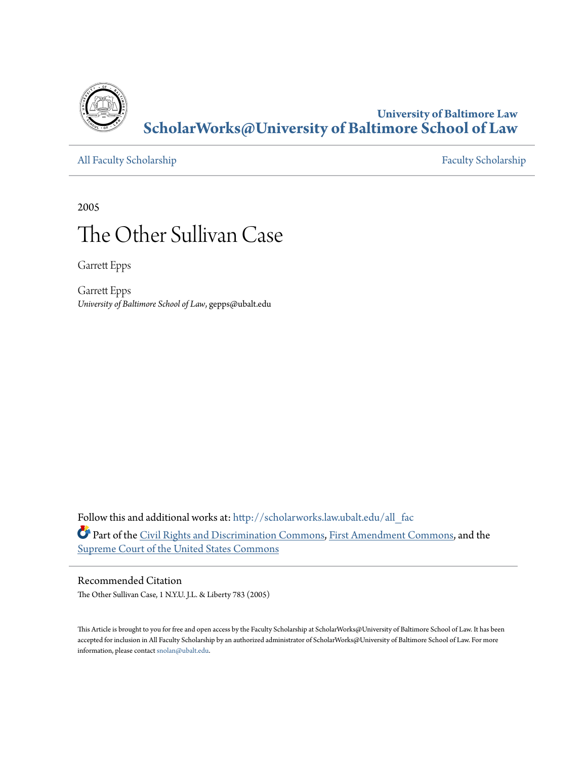University of Baltimore Law

**ScholarWorks@University of Baltimore School of Law**

All Faculty Scholarship | Faculty Scholarship

2005

# The Other Sullivan Case

Garrett Epps

Garrett Epps
*University of Baltimore School of Law*, gepps@ubalt.edu

Follow this and additional works at: http://scholarworks.law.ubalt.edu/all_fac

Part of the Civil Rights and Discrimination Commons, First Amendment Commons, and the Supreme Court of the United States Commons

Recommended Citation
The Other Sullivan Case, 1 N.Y.U. J.L. & Liberty 783 (2005)

This Article is brought to you for free and open access by the Faculty Scholarship at ScholarWorks@University of Baltimore School of Law. It has been accepted for inclusion in All Faculty Scholarship by an authorized administrator of ScholarWorks@University of Baltimore School of Law. For more information, please contact snolan@ubalt.edu.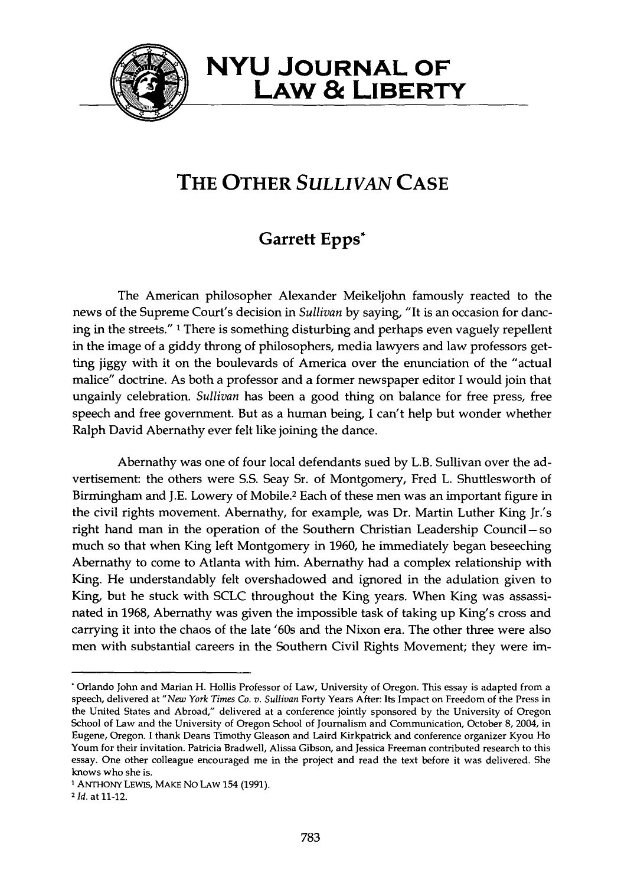# THE OTHER *SULLIVAN* CASE

## Garrett Epps*

The American philosopher Alexander Meikeljohn famously reacted to the news of the Supreme Court's decision in *Sullivan* by saying, "It is an occasion for dancing in the streets." [1] There is something disturbing and perhaps even vaguely repellent in the image of a giddy throng of philosophers, media lawyers and law professors getting jiggy with it on the boulevards of America over the enunciation of the "actual malice" doctrine. As both a professor and a former newspaper editor I would join that ungainly celebration. *Sullivan* has been a good thing on balance for free press, free speech and free government. But as a human being, I can't help but wonder whether Ralph David Abernathy ever felt like joining the dance.

Abernathy was one of four local defendants sued by L.B. Sullivan over the advertisement: the others were S.S. Seay Sr. of Montgomery, Fred L. Shuttlesworth of Birmingham and J.E. Lowery of Mobile.[2] Each of these men was an important figure in the civil rights movement. Abernathy, for example, was Dr. Martin Luther King Jr.'s right hand man in the operation of the Southern Christian Leadership Council—so much so that when King left Montgomery in 1960, he immediately began beseeching Abernathy to come to Atlanta with him. Abernathy had a complex relationship with King. He understandably felt overshadowed and ignored in the adulation given to King, but he stuck with SCLC throughout the King years. When King was assassinated in 1968, Abernathy was given the impossible task of taking up King's cross and carrying it into the chaos of the late '60s and the Nixon era. The other three were also men with substantial careers in the Southern Civil Rights Movement; they were im-

---

\* Orlando John and Marian H. Hollis Professor of Law, University of Oregon. This essay is adapted from a speech, delivered at "*New York Times Co. v. Sullivan* Forty Years After: Its Impact on Freedom of the Press in the United States and Abroad," delivered at a conference jointly sponsored by the University of Oregon School of Law and the University of Oregon School of Journalism and Communication, October 8, 2004, in Eugene, Oregon. I thank Deans Timothy Gleason and Laird Kirkpatrick and conference organizer Kyou Ho Youm for their invitation. Patricia Bradwell, Alissa Gibson, and Jessica Freeman contributed research to this essay. One other colleague encouraged me in the project and read the text before it was delivered. She knows who she is.

[1] ANTHONY LEWIS, MAKE NO LAW 154 (1991).

[2] *Id.* at 11-12.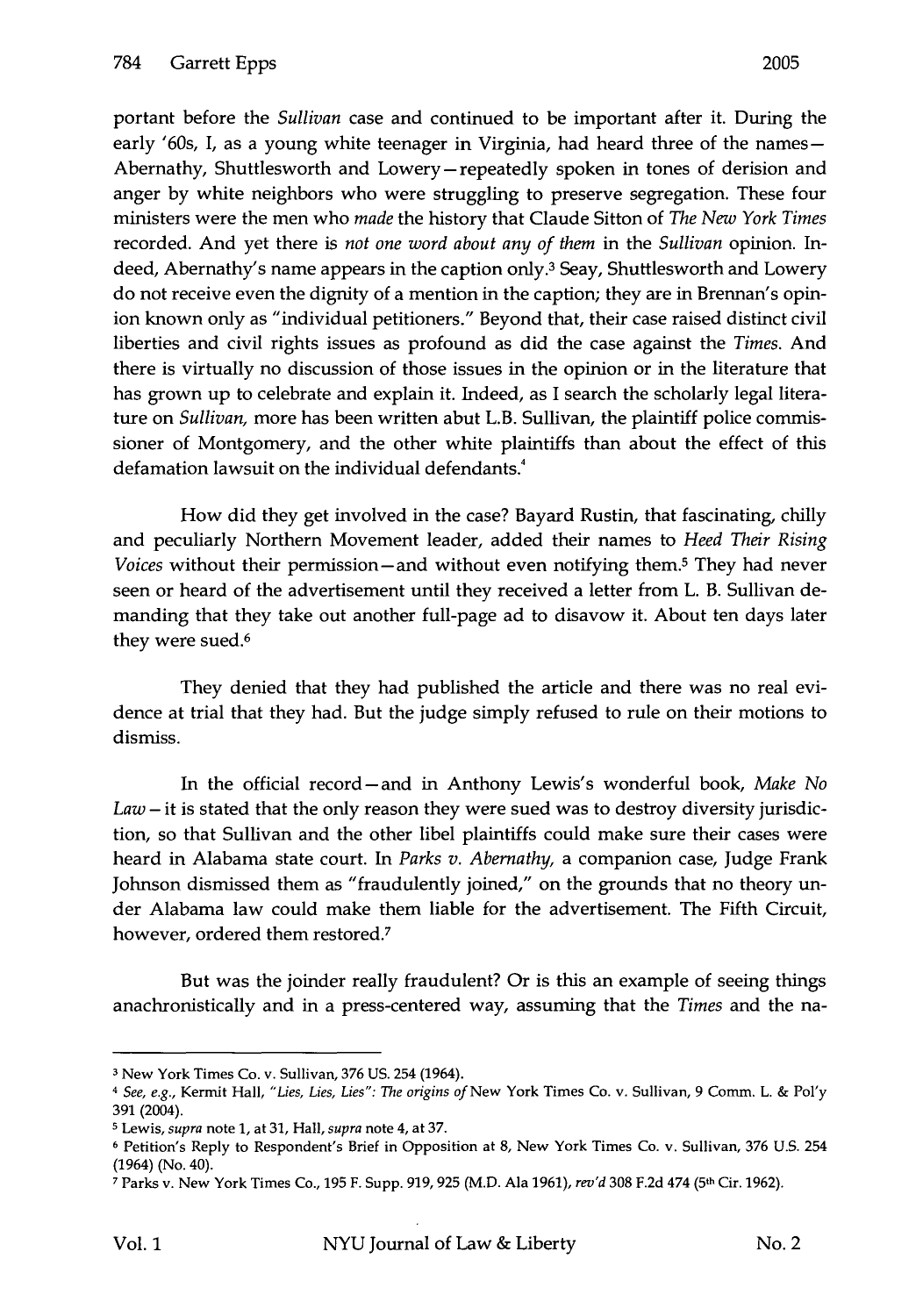portant before the *Sullivan* case and continued to be important after it. During the early '60s, I, as a young white teenager in Virginia, had heard three of the names—Abernathy, Shuttlesworth and Lowery—repeatedly spoken in tones of derision and anger by white neighbors who were struggling to preserve segregation. These four ministers were the men who *made* the history that Claude Sitton of *The New York Times* recorded. And yet there is *not one word about any of them* in the *Sullivan* opinion. Indeed, Abernathy's name appears in the caption only.[3] Seay, Shuttlesworth and Lowery do not receive even the dignity of a mention in the caption; they are in Brennan's opinion known only as "individual petitioners." Beyond that, their case raised distinct civil liberties and civil rights issues as profound as did the case against the *Times*. And there is virtually no discussion of those issues in the opinion or in the literature that has grown up to celebrate and explain it. Indeed, as I search the scholarly legal literature on *Sullivan*, more has been written abut L.B. Sullivan, the plaintiff police commissioner of Montgomery, and the other white plaintiffs than about the effect of this defamation lawsuit on the individual defendants.[4]

How did they get involved in the case? Bayard Rustin, that fascinating, chilly and peculiarly Northern Movement leader, added their names to *Heed Their Rising Voices* without their permission—and without even notifying them.[5] They had never seen or heard of the advertisement until they received a letter from L. B. Sullivan demanding that they take out another full-page ad to disavow it. About ten days later they were sued.[6]

They denied that they had published the article and there was no real evidence at trial that they had. But the judge simply refused to rule on their motions to dismiss.

In the official record—and in Anthony Lewis's wonderful book, *Make No Law*—it is stated that the only reason they were sued was to destroy diversity jurisdiction, so that Sullivan and the other libel plaintiffs could make sure their cases were heard in Alabama state court. In *Parks v. Abernathy*, a companion case, Judge Frank Johnson dismissed them as "fraudulently joined," on the grounds that no theory under Alabama law could make them liable for the advertisement. The Fifth Circuit, however, ordered them restored.[7]

But was the joinder really fraudulent? Or is this an example of seeing things anachronistically and in a press-centered way, assuming that the *Times* and the na-

---

[3] New York Times Co. v. Sullivan, 376 US. 254 (1964).

[4] *See, e.g.*, Kermit Hall, *"Lies, Lies, Lies": The origins of* New York Times Co. v. Sullivan, 9 Comm. L. & Pol'y 391 (2004).

[5] Lewis, *supra* note 1, at 31, Hall, *supra* note 4, at 37.

[6] Petition's Reply to Respondent's Brief in Opposition at 8, New York Times Co. v. Sullivan, 376 U.S. 254 (1964) (No. 40).

[7] Parks v. New York Times Co., 195 F. Supp. 919, 925 (M.D. Ala 1961), *rev'd* 308 F.2d 474 (5th Cir. 1962).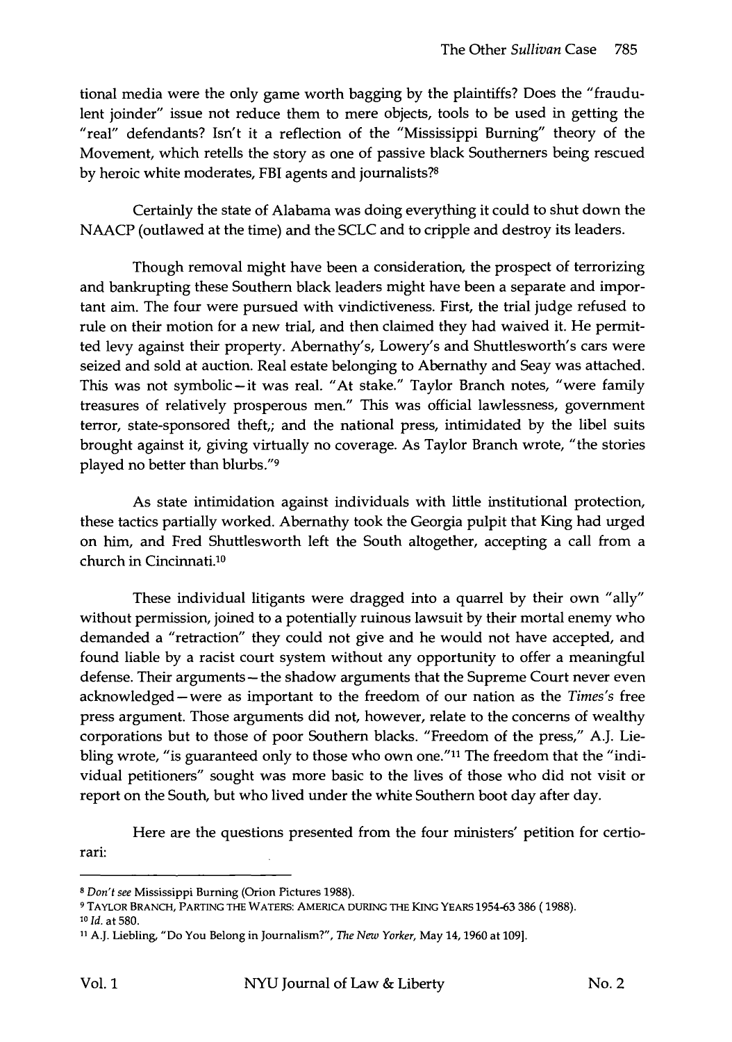tional media were the only game worth bagging by the plaintiffs? Does the "fraudulent joinder" issue not reduce them to mere objects, tools to be used in getting the "real" defendants? Isn't it a reflection of the "Mississippi Burning" theory of the Movement, which retells the story as one of passive black Southerners being rescued by heroic white moderates, FBI agents and journalists?[8]

Certainly the state of Alabama was doing everything it could to shut down the NAACP (outlawed at the time) and the SCLC and to cripple and destroy its leaders.

Though removal might have been a consideration, the prospect of terrorizing and bankrupting these Southern black leaders might have been a separate and important aim. The four were pursued with vindictiveness. First, the trial judge refused to rule on their motion for a new trial, and then claimed they had waived it. He permitted levy against their property. Abernathy's, Lowery's and Shuttlesworth's cars were seized and sold at auction. Real estate belonging to Abernathy and Seay was attached. This was not symbolic—it was real. "At stake." Taylor Branch notes, "were family treasures of relatively prosperous men." This was official lawlessness, government terror, state-sponsored theft,; and the national press, intimidated by the libel suits brought against it, giving virtually no coverage. As Taylor Branch wrote, "the stories played no better than blurbs."[9]

As state intimidation against individuals with little institutional protection, these tactics partially worked. Abernathy took the Georgia pulpit that King had urged on him, and Fred Shuttlesworth left the South altogether, accepting a call from a church in Cincinnati.[10]

These individual litigants were dragged into a quarrel by their own "ally" without permission, joined to a potentially ruinous lawsuit by their mortal enemy who demanded a "retraction" they could not give and he would not have accepted, and found liable by a racist court system without any opportunity to offer a meaningful defense. Their arguments—the shadow arguments that the Supreme Court never even acknowledged—were as important to the freedom of our nation as the *Times's* free press argument. Those arguments did not, however, relate to the concerns of wealthy corporations but to those of poor Southern blacks. "Freedom of the press," A.J. Liebling wrote, "is guaranteed only to those who own one."[11] The freedom that the "individual petitioners" sought was more basic to the lives of those who did not visit or report on the South, but who lived under the white Southern boot day after day.

Here are the questions presented from the four ministers' petition for certiorari:

---

[8] *Don't see* Mississippi Burning (Orion Pictures 1988).

[9] TAYLOR BRANCH, PARTING THE WATERS: AMERICA DURING THE KING YEARS 1954-63 386 (1988).

[10] *Id.* at 580.

[11] A.J. Liebling, "Do You Belong in Journalism?", *The New Yorker*, May 14, 1960 at 109].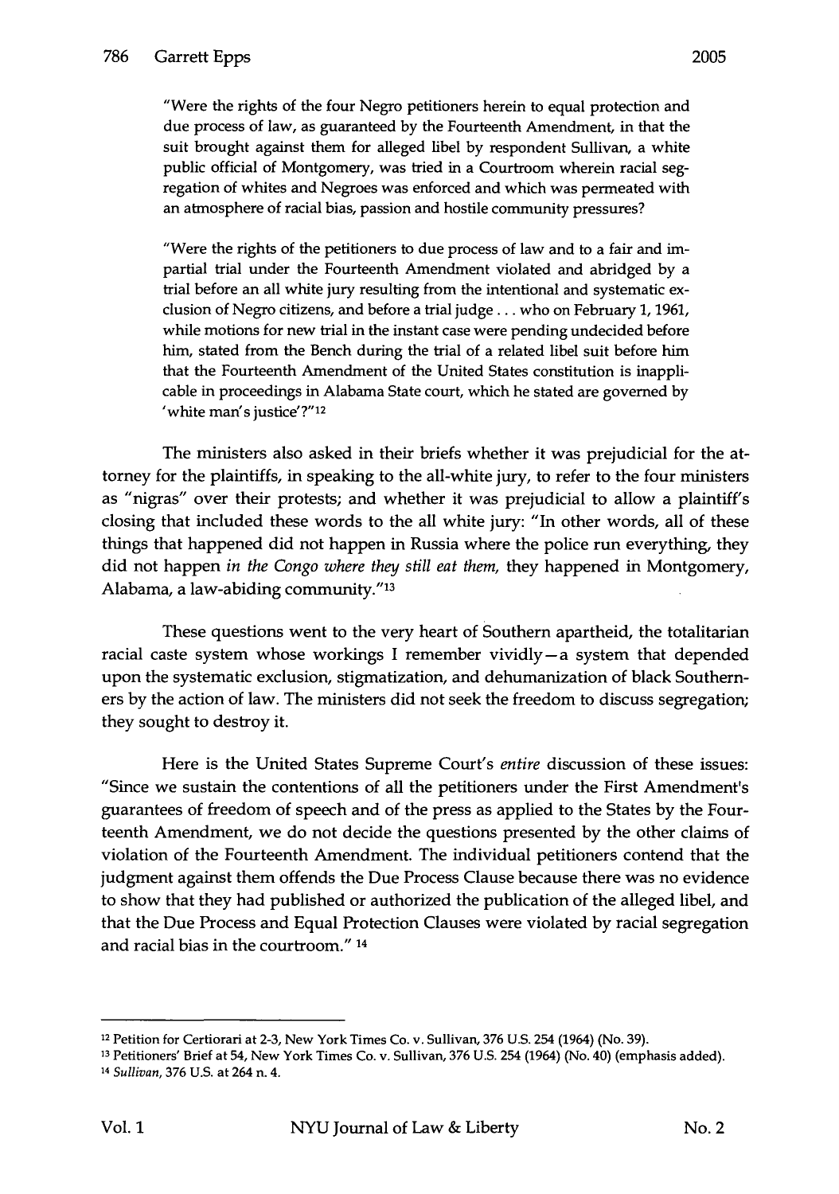"Were the rights of the four Negro petitioners herein to equal protection and due process of law, as guaranteed by the Fourteenth Amendment, in that the suit brought against them for alleged libel by respondent Sullivan, a white public official of Montgomery, was tried in a Courtroom wherein racial segregation of whites and Negroes was enforced and which was permeated with an atmosphere of racial bias, passion and hostile community pressures?

"Were the rights of the petitioners to due process of law and to a fair and impartial trial under the Fourteenth Amendment violated and abridged by a trial before an all white jury resulting from the intentional and systematic exclusion of Negro citizens, and before a trial judge . . . who on February 1, 1961, while motions for new trial in the instant case were pending undecided before him, stated from the Bench during the trial of a related libel suit before him that the Fourteenth Amendment of the United States constitution is inapplicable in proceedings in Alabama State court, which he stated are governed by 'white man's justice'?"[12]

The ministers also asked in their briefs whether it was prejudicial for the attorney for the plaintiffs, in speaking to the all-white jury, to refer to the four ministers as "nigras" over their protests; and whether it was prejudicial to allow a plaintiff's closing that included these words to the all white jury: "In other words, all of these things that happened did not happen in Russia where the police run everything, they did not happen *in the Congo where they still eat them*, they happened in Montgomery, Alabama, a law-abiding community."[13]

These questions went to the very heart of Southern apartheid, the totalitarian racial caste system whose workings I remember vividly—a system that depended upon the systematic exclusion, stigmatization, and dehumanization of black Southerners by the action of law. The ministers did not seek the freedom to discuss segregation; they sought to destroy it.

Here is the United States Supreme Court's *entire* discussion of these issues: "Since we sustain the contentions of all the petitioners under the First Amendment's guarantees of freedom of speech and of the press as applied to the States by the Fourteenth Amendment, we do not decide the questions presented by the other claims of violation of the Fourteenth Amendment. The individual petitioners contend that the judgment against them offends the Due Process Clause because there was no evidence to show that they had published or authorized the publication of the alleged libel, and that the Due Process and Equal Protection Clauses were violated by racial segregation and racial bias in the courtroom." [14]

---

[12] Petition for Certiorari at 2-3, New York Times Co. v. Sullivan, 376 U.S. 254 (1964) (No. 39).

[13] Petitioners' Brief at 54, New York Times Co. v. Sullivan, 376 U.S. 254 (1964) (No. 40) (emphasis added).

[14] *Sullivan*, 376 U.S. at 264 n. 4.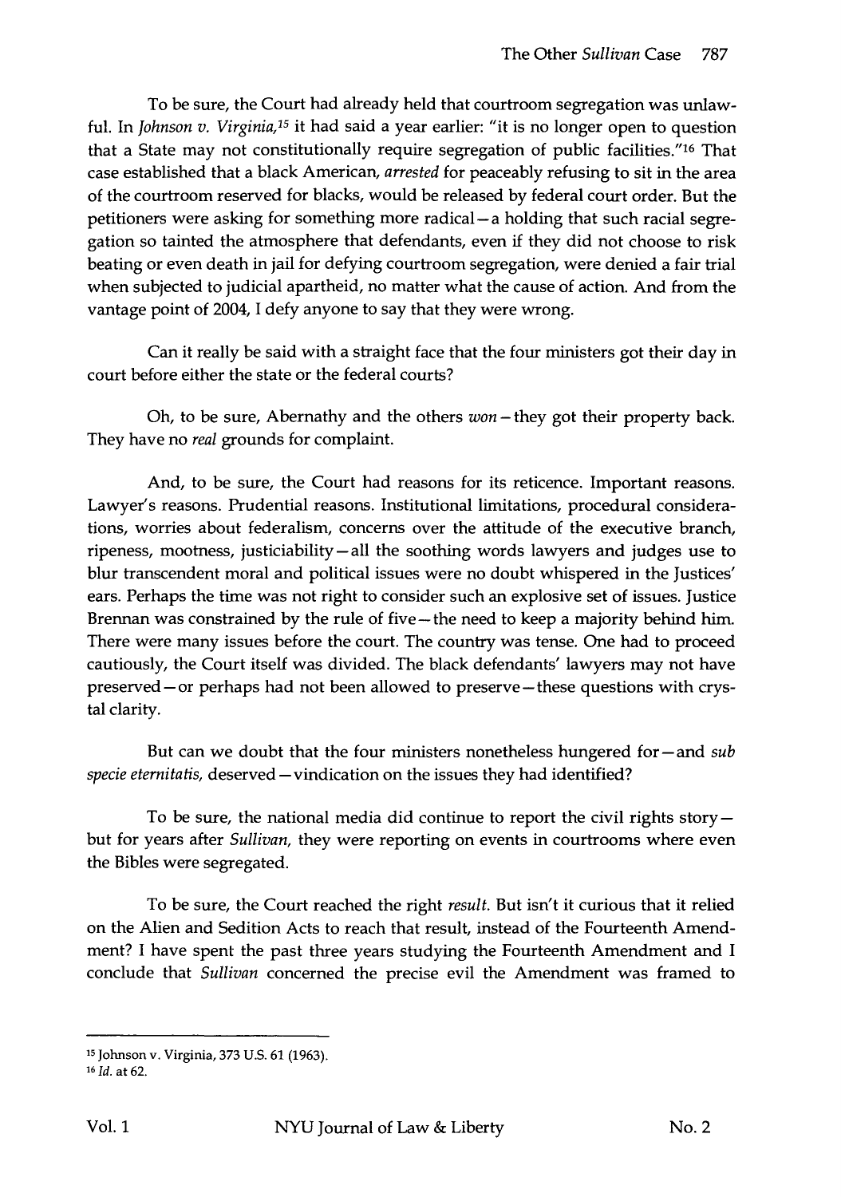To be sure, the Court had already held that courtroom segregation was unlawful. In *Johnson v. Virginia,*[15] it had said a year earlier: "it is no longer open to question that a State may not constitutionally require segregation of public facilities."[16] That case established that a black American, *arrested* for peaceably refusing to sit in the area of the courtroom reserved for blacks, would be released by federal court order. But the petitioners were asking for something more radical—a holding that such racial segregation so tainted the atmosphere that defendants, even if they did not choose to risk beating or even death in jail for defying courtroom segregation, were denied a fair trial when subjected to judicial apartheid, no matter what the cause of action. And from the vantage point of 2004, I defy anyone to say that they were wrong.

Can it really be said with a straight face that the four ministers got their day in court before either the state or the federal courts?

Oh, to be sure, Abernathy and the others *won*—they got their property back. They have no *real* grounds for complaint.

And, to be sure, the Court had reasons for its reticence. Important reasons. Lawyer's reasons. Prudential reasons. Institutional limitations, procedural considerations, worries about federalism, concerns over the attitude of the executive branch, ripeness, mootness, justiciability—all the soothing words lawyers and judges use to blur transcendent moral and political issues were no doubt whispered in the Justices' ears. Perhaps the time was not right to consider such an explosive set of issues. Justice Brennan was constrained by the rule of five—the need to keep a majority behind him. There were many issues before the court. The country was tense. One had to proceed cautiously, the Court itself was divided. The black defendants' lawyers may not have preserved—or perhaps had not been allowed to preserve—these questions with crystal clarity.

But can we doubt that the four ministers nonetheless hungered for—and *sub specie eternitatis,* deserved—vindication on the issues they had identified?

To be sure, the national media did continue to report the civil rights story—but for years after *Sullivan,* they were reporting on events in courtrooms where even the Bibles were segregated.

To be sure, the Court reached the right *result.* But isn't it curious that it relied on the Alien and Sedition Acts to reach that result, instead of the Fourteenth Amendment? I have spent the past three years studying the Fourteenth Amendment and I conclude that *Sullivan* concerned the precise evil the Amendment was framed to

---

[15] Johnson v. Virginia, 373 U.S. 61 (1963).

[16] *Id.* at 62.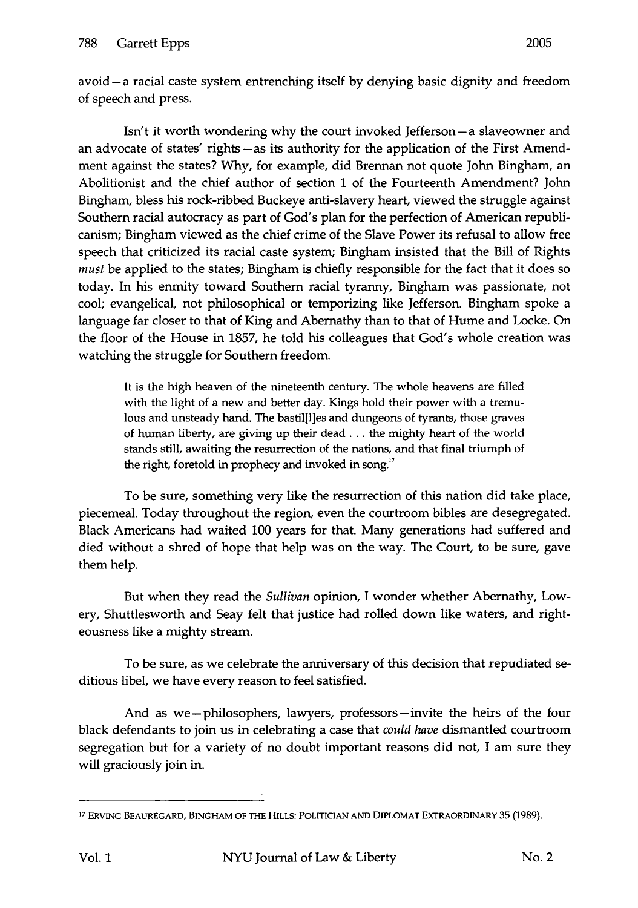avoid—a racial caste system entrenching itself by denying basic dignity and freedom of speech and press.

Isn't it worth wondering why the court invoked Jefferson—a slaveowner and an advocate of states' rights—as its authority for the application of the First Amendment against the states? Why, for example, did Brennan not quote John Bingham, an Abolitionist and the chief author of section 1 of the Fourteenth Amendment? John Bingham, bless his rock-ribbed Buckeye anti-slavery heart, viewed the struggle against Southern racial autocracy as part of God's plan for the perfection of American republicanism; Bingham viewed as the chief crime of the Slave Power its refusal to allow free speech that criticized its racial caste system; Bingham insisted that the Bill of Rights *must* be applied to the states; Bingham is chiefly responsible for the fact that it does so today. In his enmity toward Southern racial tyranny, Bingham was passionate, not cool; evangelical, not philosophical or temporizing like Jefferson. Bingham spoke a language far closer to that of King and Abernathy than to that of Hume and Locke. On the floor of the House in 1857, he told his colleagues that God's whole creation was watching the struggle for Southern freedom.

> It is the high heaven of the nineteenth century. The whole heavens are filled with the light of a new and better day. Kings hold their power with a tremulous and unsteady hand. The bastil[l]es and dungeons of tyrants, those graves of human liberty, are giving up their dead . . . the mighty heart of the world stands still, awaiting the resurrection of the nations, and that final triumph of the right, foretold in prophecy and invoked in song.[17]

To be sure, something very like the resurrection of this nation did take place, piecemeal. Today throughout the region, even the courtroom bibles are desegregated. Black Americans had waited 100 years for that. Many generations had suffered and died without a shred of hope that help was on the way. The Court, to be sure, gave them help.

But when they read the *Sullivan* opinion, I wonder whether Abernathy, Lowery, Shuttlesworth and Seay felt that justice had rolled down like waters, and righteousness like a mighty stream.

To be sure, as we celebrate the anniversary of this decision that repudiated seditious libel, we have every reason to feel satisfied.

And as we—philosophers, lawyers, professors—invite the heirs of the four black defendants to join us in celebrating a case that *could have* dismantled courtroom segregation but for a variety of no doubt important reasons did not, I am sure they will graciously join in.

---

[17] ERVING BEAUREGARD, BINGHAM OF THE HILLS: POLITICIAN AND DIPLOMAT EXTRAORDINARY 35 (1989).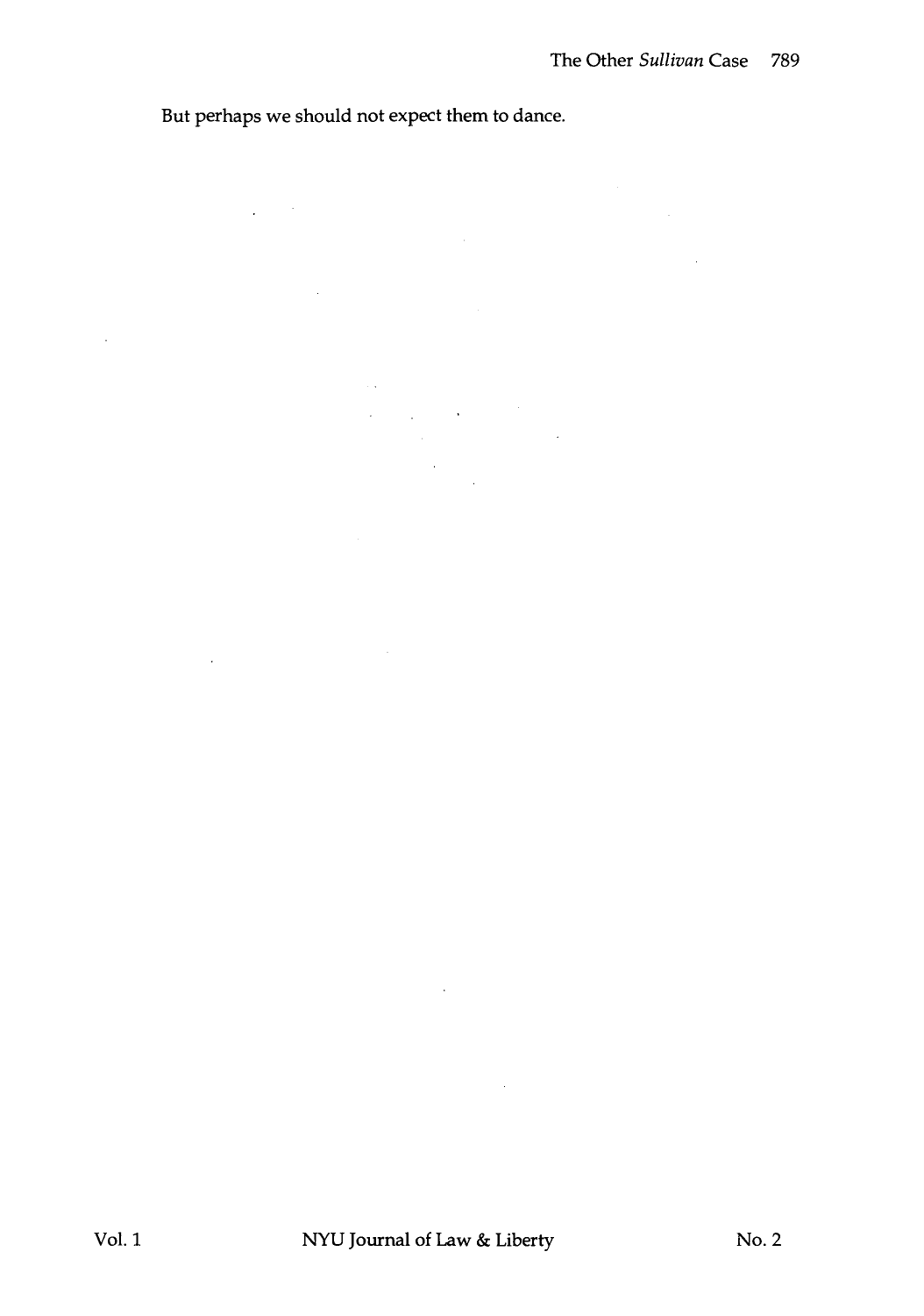But perhaps we should not expect them to dance.